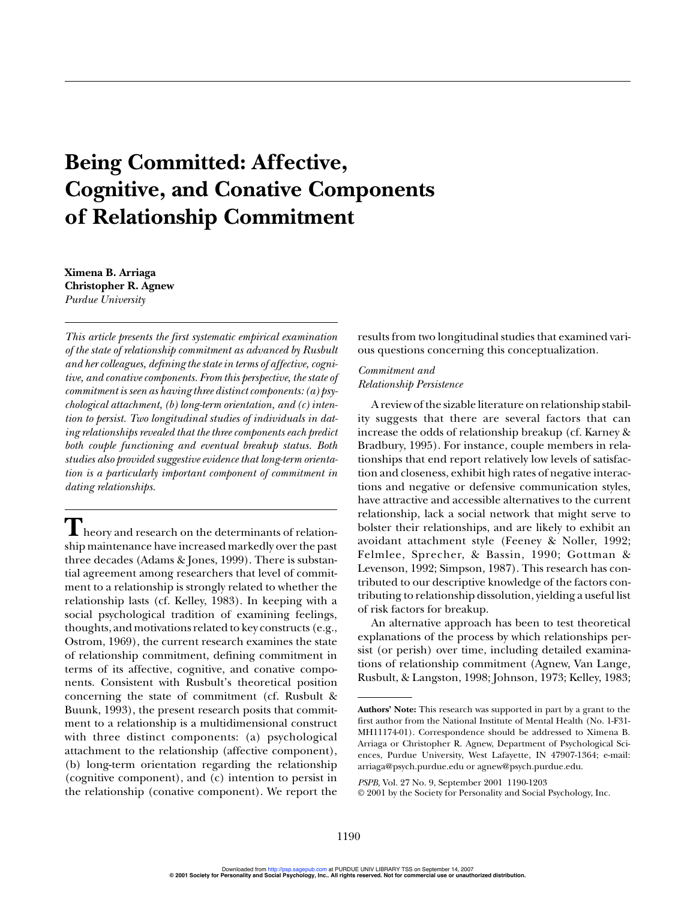# Being Committed: Affective, Cognitive, and Conative Components of Relationship Commitment

**Ximena B. Arriaga**
**Christopher R. Agnew**
*Purdue University*

*This article presents the first systematic empirical examination of the state of relationship commitment as advanced by Rusbult and her colleagues, defining the state in terms of affective, cognitive, and conative components. From this perspective, the state of commitment is seen as having three distinct components: (a) psychological attachment, (b) long-term orientation, and (c) intention to persist. Two longitudinal studies of individuals in dating relationships revealed that the three components each predict both couple functioning and eventual breakup status. Both studies also provided suggestive evidence that long-term orientation is a particularly important component of commitment in dating relationships.*

Theory and research on the determinants of relationship maintenance have increased markedly over the past three decades (Adams & Jones, 1999). There is substantial agreement among researchers that level of commitment to a relationship is strongly related to whether the relationship lasts (cf. Kelley, 1983). In keeping with a social psychological tradition of examining feelings, thoughts, and motivations related to key constructs (e.g., Ostrom, 1969), the current research examines the state of relationship commitment, defining commitment in terms of its affective, cognitive, and conative components. Consistent with Rusbult's theoretical position concerning the state of commitment (cf. Rusbult & Buunk, 1993), the present research posits that commitment to a relationship is a multidimensional construct with three distinct components: (a) psychological attachment to the relationship (affective component), (b) long-term orientation regarding the relationship (cognitive component), and (c) intention to persist in the relationship (conative component). We report the results from two longitudinal studies that examined various questions concerning this conceptualization.

*Commitment and Relationship Persistence*

A review of the sizable literature on relationship stability suggests that there are several factors that can increase the odds of relationship breakup (cf. Karney & Bradbury, 1995). For instance, couple members in relationships that end report relatively low levels of satisfaction and closeness, exhibit high rates of negative interactions and negative or defensive communication styles, have attractive and accessible alternatives to the current relationship, lack a social network that might serve to bolster their relationships, and are likely to exhibit an avoidant attachment style (Feeney & Noller, 1992; Felmlee, Sprecher, & Bassin, 1990; Gottman & Levenson, 1992; Simpson, 1987). This research has contributed to our descriptive knowledge of the factors contributing to relationship dissolution, yielding a useful list of risk factors for breakup.

An alternative approach has been to test theoretical explanations of the process by which relationships persist (or perish) over time, including detailed examinations of relationship commitment (Agnew, Van Lange, Rusbult, & Langston, 1998; Johnson, 1973; Kelley, 1983;

**Authors' Note:** This research was supported in part by a grant to the first author from the National Institute of Mental Health (No. 1-F31-MH11174-01). Correspondence should be addressed to Ximena B. Arriaga or Christopher R. Agnew, Department of Psychological Sciences, Purdue University, West Lafayette, IN 47907-1364; e-mail: arriaga@psych.purdue.edu or agnew@psych.purdue.edu.

*PSPB,* Vol. 27 No. 9, September 2001 1190-1203
© 2001 by the Society for Personality and Social Psychology, Inc.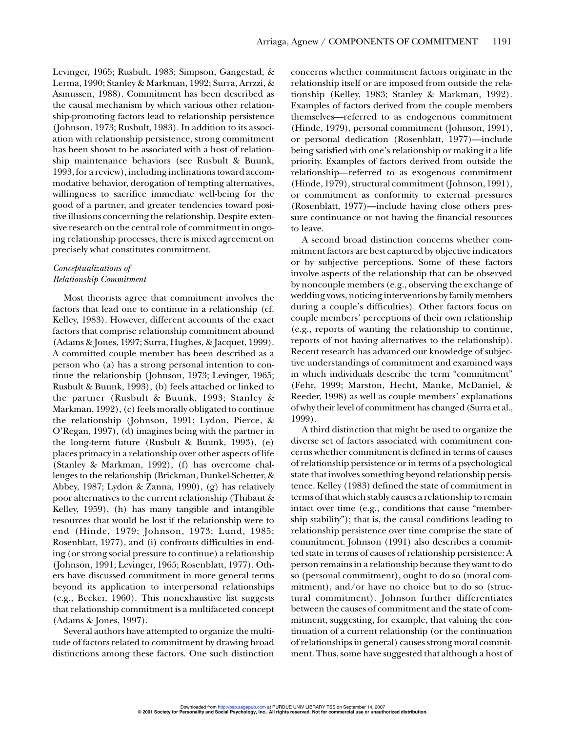Levinger, 1965; Rusbult, 1983; Simpson, Gangestad, & Lerma, 1990; Stanley & Markman, 1992; Surra, Arrzzi, & Asmussen, 1988). Commitment has been described as the causal mechanism by which various other relationship-promoting factors lead to relationship persistence (Johnson, 1973; Rusbult, 1983). In addition to its association with relationship persistence, strong commitment has been shown to be associated with a host of relationship maintenance behaviors (see Rusbult & Buunk, 1993, for a review), including inclinations toward accommodative behavior, derogation of tempting alternatives, willingness to sacrifice immediate well-being for the good of a partner, and greater tendencies toward positive illusions concerning the relationship. Despite extensive research on the central role of commitment in ongoing relationship processes, there is mixed agreement on precisely what constitutes commitment.

### *Conceptualizations of Relationship Commitment*

Most theorists agree that commitment involves the factors that lead one to continue in a relationship (cf. Kelley, 1983). However, different accounts of the exact factors that comprise relationship commitment abound (Adams & Jones, 1997; Surra, Hughes, & Jacquet, 1999). A committed couple member has been described as a person who (a) has a strong personal intention to continue the relationship (Johnson, 1973; Levinger, 1965; Rusbult & Buunk, 1993), (b) feels attached or linked to the partner (Rusbult & Buunk, 1993; Stanley & Markman, 1992), (c) feels morally obligated to continue the relationship (Johnson, 1991; Lydon, Pierce, & O'Regan, 1997), (d) imagines being with the partner in the long-term future (Rusbult & Buunk, 1993), (e) places primacy in a relationship over other aspects of life (Stanley & Markman, 1992), (f) has overcome challenges to the relationship (Brickman, Dunkel-Schetter, & Abbey, 1987; Lydon & Zanna, 1990), (g) has relatively poor alternatives to the current relationship (Thibaut & Kelley, 1959), (h) has many tangible and intangible resources that would be lost if the relationship were to end (Hinde, 1979; Johnson, 1973; Lund, 1985; Rosenblatt, 1977), and (i) confronts difficulties in ending (or strong social pressure to continue) a relationship (Johnson, 1991; Levinger, 1965; Rosenblatt, 1977). Others have discussed commitment in more general terms beyond its application to interpersonal relationships (e.g., Becker, 1960). This nonexhaustive list suggests that relationship commitment is a multifaceted concept (Adams & Jones, 1997).

Several authors have attempted to organize the multitude of factors related to commitment by drawing broad distinctions among these factors. One such distinction concerns whether commitment factors originate in the relationship itself or are imposed from outside the relationship (Kelley, 1983; Stanley & Markman, 1992). Examples of factors derived from the couple members themselves—referred to as endogenous commitment (Hinde, 1979), personal commitment (Johnson, 1991), or personal dedication (Rosenblatt, 1977)—include being satisfied with one's relationship or making it a life priority. Examples of factors derived from outside the relationship—referred to as exogenous commitment (Hinde, 1979), structural commitment (Johnson, 1991), or commitment as conformity to external pressures (Rosenblatt, 1977)—include having close others pressure continuance or not having the financial resources to leave.

A second broad distinction concerns whether commitment factors are best captured by objective indicators or by subjective perceptions. Some of these factors involve aspects of the relationship that can be observed by noncouple members (e.g., observing the exchange of wedding vows, noticing interventions by family members during a couple's difficulties). Other factors focus on couple members' perceptions of their own relationship (e.g., reports of wanting the relationship to continue, reports of not having alternatives to the relationship). Recent research has advanced our knowledge of subjective understandings of commitment and examined ways in which individuals describe the term "commitment" (Fehr, 1999; Marston, Hecht, Manke, McDaniel, & Reeder, 1998) as well as couple members' explanations of why their level of commitment has changed (Surra et al., 1999).

A third distinction that might be used to organize the diverse set of factors associated with commitment concerns whether commitment is defined in terms of causes of relationship persistence or in terms of a psychological state that involves something beyond relationship persistence. Kelley (1983) defined the state of commitment in terms of that which stably causes a relationship to remain intact over time (e.g., conditions that cause "membership stability"); that is, the causal conditions leading to relationship persistence over time comprise the state of commitment. Johnson (1991) also describes a committed state in terms of causes of relationship persistence: A person remains in a relationship because they want to do so (personal commitment), ought to do so (moral commitment), and/or have no choice but to do so (structural commitment). Johnson further differentiates between the causes of commitment and the state of commitment, suggesting, for example, that valuing the continuation of a current relationship (or the continuation of relationships in general) causes strong moral commitment. Thus, some have suggested that although a host of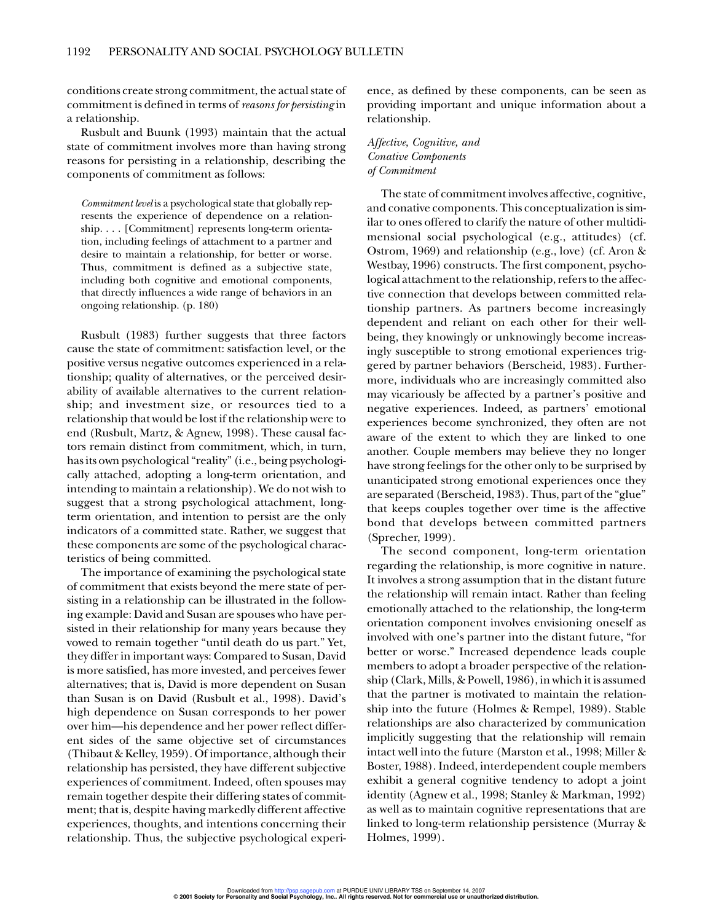conditions create strong commitment, the actual state of commitment is defined in terms of *reasons for persisting* in a relationship.

Rusbult and Buunk (1993) maintain that the actual state of commitment involves more than having strong reasons for persisting in a relationship, describing the components of commitment as follows:

> *Commitment level* is a psychological state that globally represents the experience of dependence on a relationship. . . . [Commitment] represents long-term orientation, including feelings of attachment to a partner and desire to maintain a relationship, for better or worse. Thus, commitment is defined as a subjective state, including both cognitive and emotional components, that directly influences a wide range of behaviors in an ongoing relationship. (p. 180)

Rusbult (1983) further suggests that three factors cause the state of commitment: satisfaction level, or the positive versus negative outcomes experienced in a relationship; quality of alternatives, or the perceived desirability of available alternatives to the current relationship; and investment size, or resources tied to a relationship that would be lost if the relationship were to end (Rusbult, Martz, & Agnew, 1998). These causal factors remain distinct from commitment, which, in turn, has its own psychological "reality" (i.e., being psychologically attached, adopting a long-term orientation, and intending to maintain a relationship). We do not wish to suggest that a strong psychological attachment, long-term orientation, and intention to persist are the only indicators of a committed state. Rather, we suggest that these components are some of the psychological characteristics of being committed.

The importance of examining the psychological state of commitment that exists beyond the mere state of persisting in a relationship can be illustrated in the following example: David and Susan are spouses who have persisted in their relationship for many years because they vowed to remain together "until death do us part." Yet, they differ in important ways: Compared to Susan, David is more satisfied, has more invested, and perceives fewer alternatives; that is, David is more dependent on Susan than Susan is on David (Rusbult et al., 1998). David's high dependence on Susan corresponds to her power over him—his dependence and her power reflect different sides of the same objective set of circumstances (Thibaut & Kelley, 1959). Of importance, although their relationship has persisted, they have different subjective experiences of commitment. Indeed, often spouses may remain together despite their differing states of commitment; that is, despite having markedly different affective experiences, thoughts, and intentions concerning their relationship. Thus, the subjective psychological experience, as defined by these components, can be seen as providing important and unique information about a relationship.

### *Affective, Cognitive, and Conative Components of Commitment*

The state of commitment involves affective, cognitive, and conative components. This conceptualization is similar to ones offered to clarify the nature of other multidimensional social psychological (e.g., attitudes) (cf. Ostrom, 1969) and relationship (e.g., love) (cf. Aron & Westbay, 1996) constructs. The first component, psychological attachment to the relationship, refers to the affective connection that develops between committed relationship partners. As partners become increasingly dependent and reliant on each other for their well-being, they knowingly or unknowingly become increasingly susceptible to strong emotional experiences triggered by partner behaviors (Berscheid, 1983). Furthermore, individuals who are increasingly committed also may vicariously be affected by a partner's positive and negative experiences. Indeed, as partners' emotional experiences become synchronized, they often are not aware of the extent to which they are linked to one another. Couple members may believe they no longer have strong feelings for the other only to be surprised by unanticipated strong emotional experiences once they are separated (Berscheid, 1983). Thus, part of the "glue" that keeps couples together over time is the affective bond that develops between committed partners (Sprecher, 1999).

The second component, long-term orientation regarding the relationship, is more cognitive in nature. It involves a strong assumption that in the distant future the relationship will remain intact. Rather than feeling emotionally attached to the relationship, the long-term orientation component involves envisioning oneself as involved with one's partner into the distant future, "for better or worse." Increased dependence leads couple members to adopt a broader perspective of the relationship (Clark, Mills, & Powell, 1986), in which it is assumed that the partner is motivated to maintain the relationship into the future (Holmes & Rempel, 1989). Stable relationships are also characterized by communication implicitly suggesting that the relationship will remain intact well into the future (Marston et al., 1998; Miller & Boster, 1988). Indeed, interdependent couple members exhibit a general cognitive tendency to adopt a joint identity (Agnew et al., 1998; Stanley & Markman, 1992) as well as to maintain cognitive representations that are linked to long-term relationship persistence (Murray & Holmes, 1999).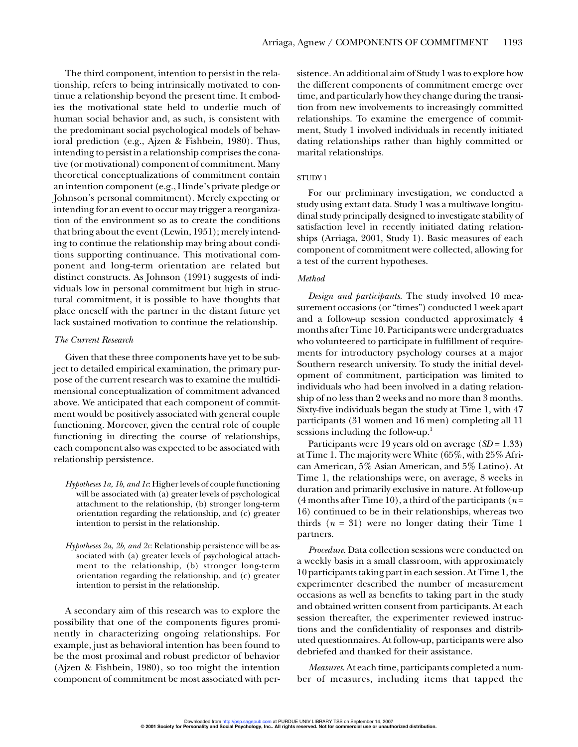The third component, intention to persist in the relationship, refers to being intrinsically motivated to continue a relationship beyond the present time. It embodies the motivational state held to underlie much of human social behavior and, as such, is consistent with the predominant social psychological models of behavioral prediction (e.g., Ajzen & Fishbein, 1980). Thus, intending to persist in a relationship comprises the conative (or motivational) component of commitment. Many theoretical conceptualizations of commitment contain an intention component (e.g., Hinde's private pledge or Johnson's personal commitment). Merely expecting or intending for an event to occur may trigger a reorganization of the environment so as to create the conditions that bring about the event (Lewin, 1951); merely intending to continue the relationship may bring about conditions supporting continuance. This motivational component and long-term orientation are related but distinct constructs. As Johnson (1991) suggests of individuals low in personal commitment but high in structural commitment, it is possible to have thoughts that place oneself with the partner in the distant future yet lack sustained motivation to continue the relationship.

### *The Current Research*

Given that these three components have yet to be subject to detailed empirical examination, the primary purpose of the current research was to examine the multidimensional conceptualization of commitment advanced above. We anticipated that each component of commitment would be positively associated with general couple functioning. Moreover, given the central role of couple functioning in directing the course of relationships, each component also was expected to be associated with relationship persistence.

> *Hypotheses 1a, 1b, and 1c*: Higher levels of couple functioning will be associated with (a) greater levels of psychological attachment to the relationship, (b) stronger long-term orientation regarding the relationship, and (c) greater intention to persist in the relationship.

> *Hypotheses 2a, 2b, and 2c*: Relationship persistence will be associated with (a) greater levels of psychological attachment to the relationship, (b) stronger long-term orientation regarding the relationship, and (c) greater intention to persist in the relationship.

A secondary aim of this research was to explore the possibility that one of the components figures prominently in characterizing ongoing relationships. For example, just as behavioral intention has been found to be the most proximal and robust predictor of behavior (Ajzen & Fishbein, 1980), so too might the intention component of commitment be most associated with persistence. An additional aim of Study 1 was to explore how the different components of commitment emerge over time, and particularly how they change during the transition from new involvements to increasingly committed relationships. To examine the emergence of commitment, Study 1 involved individuals in recently initiated dating relationships rather than highly committed or marital relationships.

## STUDY 1

For our preliminary investigation, we conducted a study using extant data. Study 1 was a multiwave longitudinal study principally designed to investigate stability of satisfaction level in recently initiated dating relationships (Arriaga, 2001, Study 1). Basic measures of each component of commitment were collected, allowing for a test of the current hypotheses.

### *Method*

*Design and participants*. The study involved 10 measurement occasions (or "times") conducted 1 week apart and a follow-up session conducted approximately 4 months after Time 10. Participants were undergraduates who volunteered to participate in fulfillment of requirements for introductory psychology courses at a major Southern research university. To study the initial development of commitment, participation was limited to individuals who had been involved in a dating relationship of no less than 2 weeks and no more than 3 months. Sixty-five individuals began the study at Time 1, with 47 participants (31 women and 16 men) completing all 11 sessions including the follow-up.[1]

Participants were 19 years old on average ($SD$ = 1.33) at Time 1. The majority were White (65%, with 25% African American, 5% Asian American, and 5% Latino). At Time 1, the relationships were, on average, 8 weeks in duration and primarily exclusive in nature. At follow-up (4 months after Time 10), a third of the participants ($n$ = 16) continued to be in their relationships, whereas two thirds ($n$ = 31) were no longer dating their Time 1 partners.

*Procedure*. Data collection sessions were conducted on a weekly basis in a small classroom, with approximately 10 participants taking part in each session. At Time 1, the experimenter described the number of measurement occasions as well as benefits to taking part in the study and obtained written consent from participants. At each session thereafter, the experimenter reviewed instructions and the confidentiality of responses and distributed questionnaires. At follow-up, participants were also debriefed and thanked for their assistance.

*Measures*. At each time, participants completed a number of measures, including items that tapped the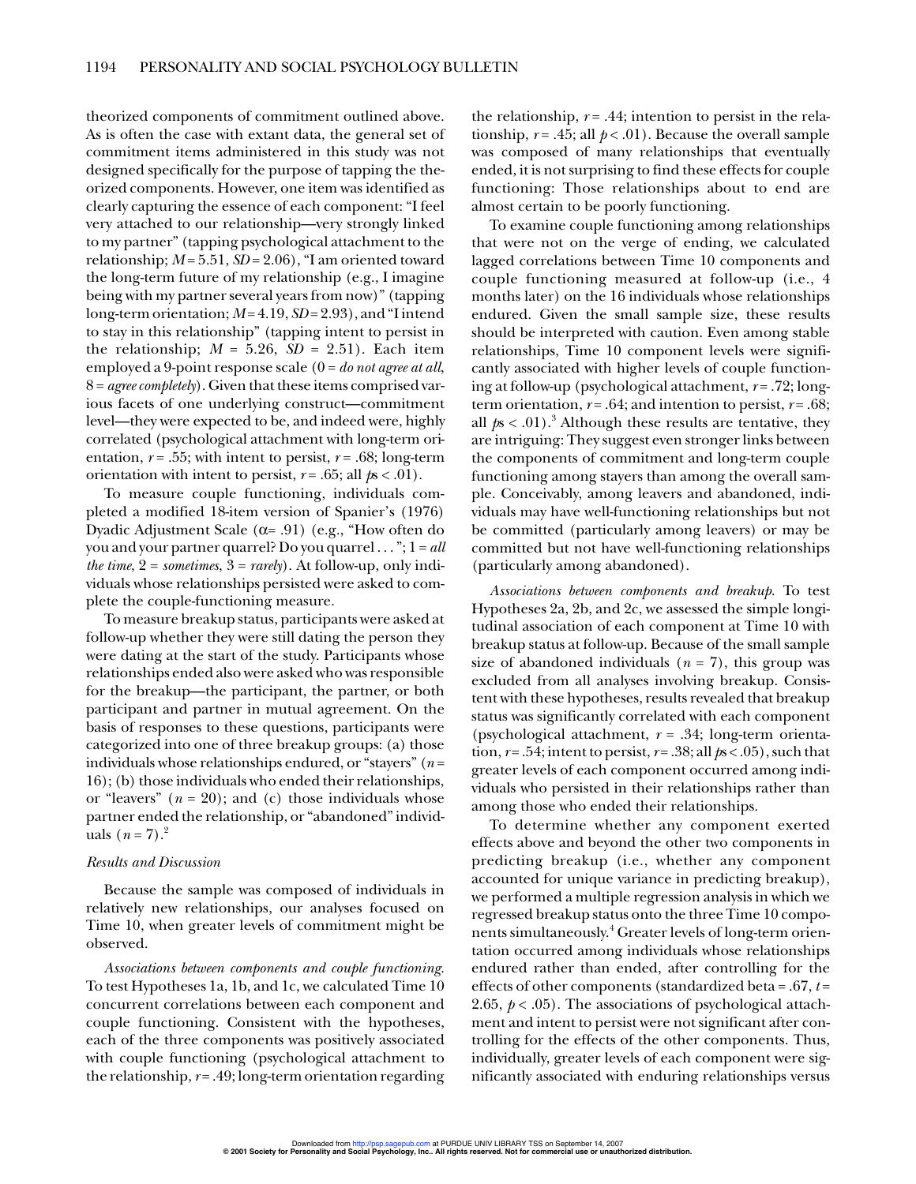theorized components of commitment outlined above. As is often the case with extant data, the general set of commitment items administered in this study was not designed specifically for the purpose of tapping the theorized components. However, one item was identified as clearly capturing the essence of each component: "I feel very attached to our relationship—very strongly linked to my partner" (tapping psychological attachment to the relationship; $M = 5.51$, $SD = 2.06$), "I am oriented toward the long-term future of my relationship (e.g., I imagine being with my partner several years from now)" (tapping long-term orientation; $M = 4.19$, $SD = 2.93$), and "I intend to stay in this relationship" (tapping intent to persist in the relationship; $M = 5.26$, $SD = 2.51$). Each item employed a 9-point response scale (0 = *do not agree at all*, 8 = *agree completely*). Given that these items comprised various facets of one underlying construct—commitment level—they were expected to be, and indeed were, highly correlated (psychological attachment with long-term orientation, $r = .55$; with intent to persist, $r = .68$; long-term orientation with intent to persist, $r = .65$; all $ps < .01$).

To measure couple functioning, individuals completed a modified 18-item version of Spanier's (1976) Dyadic Adjustment Scale ($\alpha = .91$) (e.g., "How often do you and your partner quarrel? Do you quarrel . . . "; 1 = *all the time*, 2 = *sometimes*, 3 = *rarely*). At follow-up, only individuals whose relationships persisted were asked to complete the couple-functioning measure.

To measure breakup status, participants were asked at follow-up whether they were still dating the person they were dating at the start of the study. Participants whose relationships ended also were asked who was responsible for the breakup—the participant, the partner, or both participant and partner in mutual agreement. On the basis of responses to these questions, participants were categorized into one of three breakup groups: (a) those individuals whose relationships endured, or "stayers" ($n = 16$); (b) those individuals who ended their relationships, or "leavers" ($n = 20$); and (c) those individuals whose partner ended the relationship, or "abandoned" individuals ($n = 7$).[2]

### Results and Discussion

Because the sample was composed of individuals in relatively new relationships, our analyses focused on Time 10, when greater levels of commitment might be observed.

*Associations between components and couple functioning.* To test Hypotheses 1a, 1b, and 1c, we calculated Time 10 concurrent correlations between each component and couple functioning. Consistent with the hypotheses, each of the three components was positively associated with couple functioning (psychological attachment to the relationship, $r = .49$; long-term orientation regarding the relationship, $r = .44$; intention to persist in the relationship, $r = .45$; all $p < .01$). Because the overall sample was composed of many relationships that eventually ended, it is not surprising to find these effects for couple functioning: Those relationships about to end are almost certain to be poorly functioning.

To examine couple functioning among relationships that were not on the verge of ending, we calculated lagged correlations between Time 10 components and couple functioning measured at follow-up (i.e., 4 months later) on the 16 individuals whose relationships endured. Given the small sample size, these results should be interpreted with caution. Even among stable relationships, Time 10 component levels were significantly associated with higher levels of couple functioning at follow-up (psychological attachment, $r = .72$; long-term orientation, $r = .64$; and intention to persist, $r = .68$; all $ps < .01$).[3] Although these results are tentative, they are intriguing: They suggest even stronger links between the components of commitment and long-term couple functioning among stayers than among the overall sample. Conceivably, among leavers and abandoned, individuals may have well-functioning relationships but not be committed (particularly among leavers) or may be committed but not have well-functioning relationships (particularly among abandoned).

*Associations between components and breakup.* To test Hypotheses 2a, 2b, and 2c, we assessed the simple longitudinal association of each component at Time 10 with breakup status at follow-up. Because of the small sample size of abandoned individuals ($n = 7$), this group was excluded from all analyses involving breakup. Consistent with these hypotheses, results revealed that breakup status was significantly correlated with each component (psychological attachment, $r = .34$; long-term orientation, $r = .54$; intent to persist, $r = .38$; all $ps < .05$), such that greater levels of each component occurred among individuals who persisted in their relationships rather than among those who ended their relationships.

To determine whether any component exerted effects above and beyond the other two components in predicting breakup (i.e., whether any component accounted for unique variance in predicting breakup), we performed a multiple regression analysis in which we regressed breakup status onto the three Time 10 components simultaneously.[4] Greater levels of long-term orientation occurred among individuals whose relationships endured rather than ended, after controlling for the effects of other components (standardized beta = .67, $t = 2.65$, $p < .05$). The associations of psychological attachment and intent to persist were not significant after controlling for the effects of the other components. Thus, individually, greater levels of each component were significantly associated with enduring relationships versus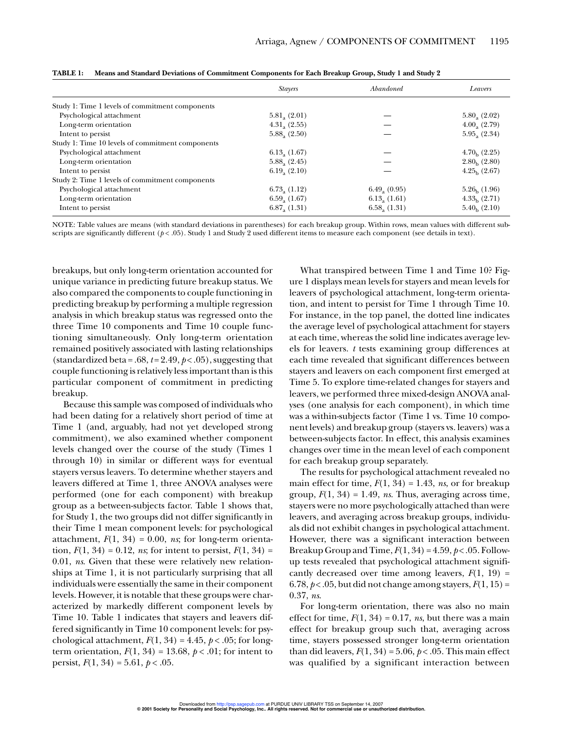**TABLE 1: Means and Standard Deviations of Commitment Components for Each Breakup Group, Study 1 and Study 2**

| | *Stayers* | *Abandoned* | *Leavers* |
|---|---|---|---|
| Study 1: Time 1 levels of commitment components | | | |
| Psychological attachment | $5.81_a$ (2.01) | — | $5.80_a$ (2.02) |
| Long-term orientation | $4.31_a$ (2.55) | — | $4.00_a$ (2.79) |
| Intent to persist | $5.88_a$ (2.50) | — | $5.95_a$ (2.34) |
| Study 1: Time 10 levels of commitment components | | | |
| Psychological attachment | $6.13_a$ (1.67) | — | $4.70_b$ (2.25) |
| Long-term orientation | $5.88_a$ (2.45) | — | $2.80_b$ (2.80) |
| Intent to persist | $6.19_a$ (2.10) | — | $4.25_b$ (2.67) |
| Study 2: Time 1 levels of commitment components | | | |
| Psychological attachment | $6.73_a$ (1.12) | $6.49_a$ (0.95) | $5.26_b$ (1.96) |
| Long-term orientation | $6.59_a$ (1.67) | $6.13_a$ (1.61) | $4.33_b$ (2.71) |
| Intent to persist | $6.87_a$ (1.31) | $6.58_a$ (1.31) | $5.40_b$ (2.10) |

NOTE: Table values are means (with standard deviations in parentheses) for each breakup group. Within rows, mean values with different subscripts are significantly different ($p < .05$). Study 1 and Study 2 used different items to measure each component (see details in text).

breakups, but only long-term orientation accounted for unique variance in predicting future breakup status. We also compared the components to couple functioning in predicting breakup by performing a multiple regression analysis in which breakup status was regressed onto the three Time 10 components and Time 10 couple functioning simultaneously. Only long-term orientation remained positively associated with lasting relationships (standardized beta = .68, $t = 2.49$, $p < .05$), suggesting that couple functioning is relatively less important than is this particular component of commitment in predicting breakup.

Because this sample was composed of individuals who had been dating for a relatively short period of time at Time 1 (and, arguably, had not yet developed strong commitment), we also examined whether component levels changed over the course of the study (Times 1 through 10) in similar or different ways for eventual stayers versus leavers. To determine whether stayers and leavers differed at Time 1, three ANOVA analyses were performed (one for each component) with breakup group as a between-subjects factor. Table 1 shows that, for Study 1, the two groups did not differ significantly in their Time 1 mean component levels: for psychological attachment, $F(1, 34) = 0.00$, *ns*; for long-term orientation, $F(1, 34) = 0.12$, *ns*; for intent to persist, $F(1, 34) = 0.01$, *ns*. Given that these were relatively new relationships at Time 1, it is not particularly surprising that all individuals were essentially the same in their component levels. However, it is notable that these groups were characterized by markedly different component levels by Time 10. Table 1 indicates that stayers and leavers differed significantly in Time 10 component levels: for psychological attachment, $F(1, 34) = 4.45$, $p < .05$; for long-term orientation, $F(1, 34) = 13.68$, $p < .01$; for intent to persist, $F(1, 34) = 5.61$, $p < .05$.

What transpired between Time 1 and Time 10? Figure 1 displays mean levels for stayers and mean levels for leavers of psychological attachment, long-term orientation, and intent to persist for Time 1 through Time 10. For instance, in the top panel, the dotted line indicates the average level of psychological attachment for stayers at each time, whereas the solid line indicates average levels for leavers. *t* tests examining group differences at each time revealed that significant differences between stayers and leavers on each component first emerged at Time 5. To explore time-related changes for stayers and leavers, we performed three mixed-design ANOVA analyses (one analysis for each component), in which time was a within-subjects factor (Time 1 vs. Time 10 component levels) and breakup group (stayers vs. leavers) was a between-subjects factor. In effect, this analysis examines changes over time in the mean level of each component for each breakup group separately.

The results for psychological attachment revealed no main effect for time, $F(1, 34) = 1.43$, *ns*, or for breakup group, $F(1, 34) = 1.49$, *ns*. Thus, averaging across time, stayers were no more psychologically attached than were leavers, and averaging across breakup groups, individuals did not exhibit changes in psychological attachment. However, there was a significant interaction between Breakup Group and Time, $F(1, 34) = 4.59$, $p < .05$. Follow-up tests revealed that psychological attachment significantly decreased over time among leavers, $F(1, 19) = 6.78$, $p < .05$, but did not change among stayers, $F(1, 15) = 0.37$, *ns*.

For long-term orientation, there was also no main effect for time, $F(1, 34) = 0.17$, *ns*, but there was a main effect for breakup group such that, averaging across time, stayers possessed stronger long-term orientation than did leavers, $F(1, 34) = 5.06$, $p < .05$. This main effect was qualified by a significant interaction between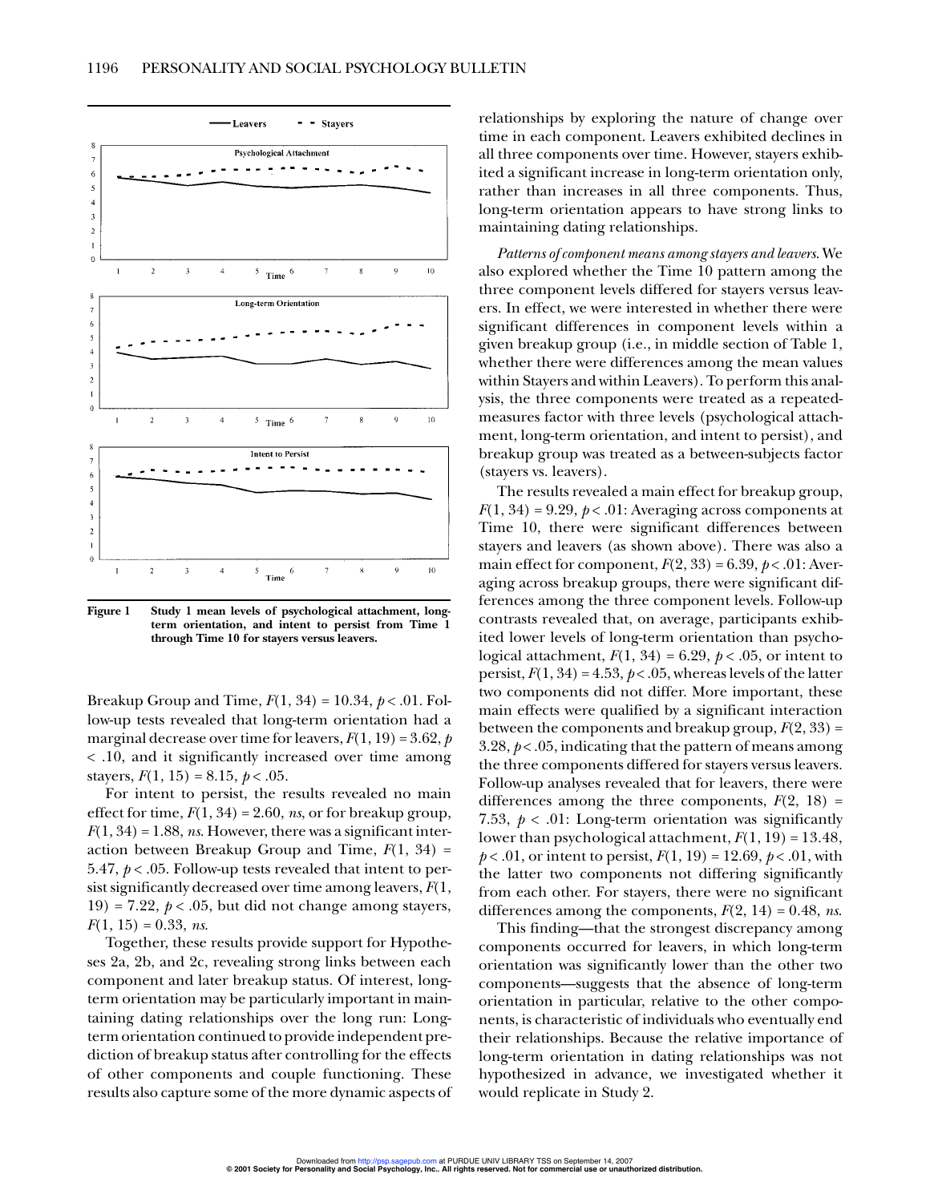Figure 1 Study 1 mean levels of psychological attachment, long-term orientation, and intent to persist from Time 1 through Time 10 for stayers versus leavers.

Breakup Group and Time, $F(1, 34) = 10.34$, $p < .01$. Follow-up tests revealed that long-term orientation had a marginal decrease over time for leavers, $F(1, 19) = 3.62$, $p < .10$, and it significantly increased over time among stayers, $F(1, 15) = 8.15$, $p < .05$.

For intent to persist, the results revealed no main effect for time, $F(1, 34) = 2.60$, *ns*, or for breakup group, $F(1, 34) = 1.88$, *ns*. However, there was a significant interaction between Breakup Group and Time, $F(1, 34) = 5.47$, $p < .05$. Follow-up tests revealed that intent to persist significantly decreased over time among leavers, $F(1, 19) = 7.22$, $p < .05$, but did not change among stayers, $F(1, 15) = 0.33$, *ns*.

Together, these results provide support for Hypotheses 2a, 2b, and 2c, revealing strong links between each component and later breakup status. Of interest, long-term orientation may be particularly important in maintaining dating relationships over the long run: Long-term orientation continued to provide independent prediction of breakup status after controlling for the effects of other components and couple functioning. These results also capture some of the more dynamic aspects of relationships by exploring the nature of change over time in each component. Leavers exhibited declines in all three components over time. However, stayers exhibited a significant increase in long-term orientation only, rather than increases in all three components. Thus, long-term orientation appears to have strong links to maintaining dating relationships.

*Patterns of component means among stayers and leavers.* We also explored whether the Time 10 pattern among the three component levels differed for stayers versus leavers. In effect, we were interested in whether there were significant differences in component levels within a given breakup group (i.e., in middle section of Table 1, whether there were differences among the mean values within Stayers and within Leavers). To perform this analysis, the three components were treated as a repeated-measures factor with three levels (psychological attachment, long-term orientation, and intent to persist), and breakup group was treated as a between-subjects factor (stayers vs. leavers).

The results revealed a main effect for breakup group, $F(1, 34) = 9.29$, $p < .01$: Averaging across components at Time 10, there were significant differences between stayers and leavers (as shown above). There was also a main effect for component, $F(2, 33) = 6.39$, $p < .01$: Averaging across breakup groups, there were significant differences among the three component levels. Follow-up contrasts revealed that, on average, participants exhibited lower levels of long-term orientation than psychological attachment, $F(1, 34) = 6.29$, $p < .05$, or intent to persist, $F(1, 34) = 4.53$, $p < .05$, whereas levels of the latter two components did not differ. More important, these main effects were qualified by a significant interaction between the components and breakup group, $F(2, 33) = 3.28$, $p < .05$, indicating that the pattern of means among the three components differed for stayers versus leavers. Follow-up analyses revealed that for leavers, there were differences among the three components, $F(2, 18) = 7.53$, $p < .01$: Long-term orientation was significantly lower than psychological attachment, $F(1, 19) = 13.48$, $p < .01$, or intent to persist, $F(1, 19) = 12.69$, $p < .01$, with the latter two components not differing significantly from each other. For stayers, there were no significant differences among the components, $F(2, 14) = 0.48$, *ns*.

This finding—that the strongest discrepancy among components occurred for leavers, in which long-term orientation was significantly lower than the other two components—suggests that the absence of long-term orientation in particular, relative to the other components, is characteristic of individuals who eventually end their relationships. Because the relative importance of long-term orientation in dating relationships was not hypothesized in advance, we investigated whether it would replicate in Study 2.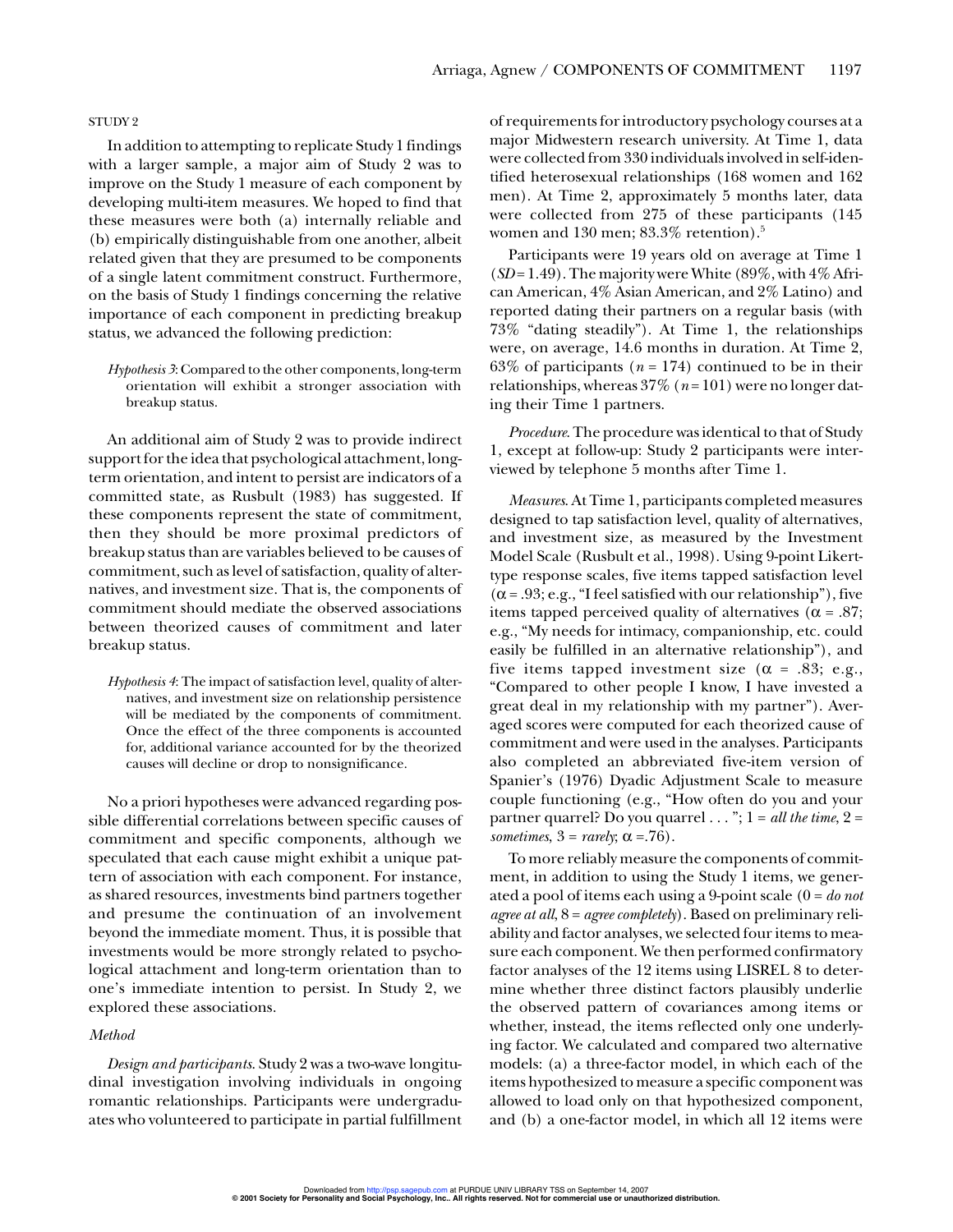## STUDY 2

In addition to attempting to replicate Study 1 findings with a larger sample, a major aim of Study 2 was to improve on the Study 1 measure of each component by developing multi-item measures. We hoped to find that these measures were both (a) internally reliable and (b) empirically distinguishable from one another, albeit related given that they are presumed to be components of a single latent commitment construct. Furthermore, on the basis of Study 1 findings concerning the relative importance of each component in predicting breakup status, we advanced the following prediction:

> *Hypothesis 3*: Compared to the other components, long-term orientation will exhibit a stronger association with breakup status.

An additional aim of Study 2 was to provide indirect support for the idea that psychological attachment, long-term orientation, and intent to persist are indicators of a committed state, as Rusbult (1983) has suggested. If these components represent the state of commitment, then they should be more proximal predictors of breakup status than are variables believed to be causes of commitment, such as level of satisfaction, quality of alternatives, and investment size. That is, the components of commitment should mediate the observed associations between theorized causes of commitment and later breakup status.

> *Hypothesis 4*: The impact of satisfaction level, quality of alternatives, and investment size on relationship persistence will be mediated by the components of commitment. Once the effect of the three components is accounted for, additional variance accounted for by the theorized causes will decline or drop to nonsignificance.

No a priori hypotheses were advanced regarding possible differential correlations between specific causes of commitment and specific components, although we speculated that each cause might exhibit a unique pattern of association with each component. For instance, as shared resources, investments bind partners together and presume the continuation of an involvement beyond the immediate moment. Thus, it is possible that investments would be more strongly related to psychological attachment and long-term orientation than to one's immediate intention to persist. In Study 2, we explored these associations.

### *Method*

*Design and participants*. Study 2 was a two-wave longitudinal investigation involving individuals in ongoing romantic relationships. Participants were undergraduates who volunteered to participate in partial fulfillment of requirements for introductory psychology courses at a major Midwestern research university. At Time 1, data were collected from 330 individuals involved in self-identified heterosexual relationships (168 women and 162 men). At Time 2, approximately 5 months later, data were collected from 275 of these participants (145 women and 130 men; 83.3% retention).[5]

Participants were 19 years old on average at Time 1 ($SD$ = 1.49). The majority were White (89%, with 4% African American, 4% Asian American, and 2% Latino) and reported dating their partners on a regular basis (with 73% "dating steadily"). At Time 1, the relationships were, on average, 14.6 months in duration. At Time 2, 63% of participants ($n$ = 174) continued to be in their relationships, whereas 37% ($n$ = 101) were no longer dating their Time 1 partners.

*Procedure*. The procedure was identical to that of Study 1, except at follow-up: Study 2 participants were interviewed by telephone 5 months after Time 1.

*Measures*. At Time 1, participants completed measures designed to tap satisfaction level, quality of alternatives, and investment size, as measured by the Investment Model Scale (Rusbult et al., 1998). Using 9-point Likert-type response scales, five items tapped satisfaction level ($\alpha$ = .93; e.g., "I feel satisfied with our relationship"), five items tapped perceived quality of alternatives ($\alpha$ = .87; e.g., "My needs for intimacy, companionship, etc. could easily be fulfilled in an alternative relationship"), and five items tapped investment size ($\alpha$ = .83; e.g., "Compared to other people I know, I have invested a great deal in my relationship with my partner"). Averaged scores were computed for each theorized cause of commitment and were used in the analyses. Participants also completed an abbreviated five-item version of Spanier's (1976) Dyadic Adjustment Scale to measure couple functioning (e.g., "How often do you and your partner quarrel? Do you quarrel . . . "; 1 = *all the time*, 2 = *sometimes*, 3 = *rarely*; $\alpha$ =.76).

To more reliably measure the components of commitment, in addition to using the Study 1 items, we generated a pool of items each using a 9-point scale (0 = *do not agree at all*, 8 = *agree completely*). Based on preliminary reliability and factor analyses, we selected four items to measure each component. We then performed confirmatory factor analyses of the 12 items using LISREL 8 to determine whether three distinct factors plausibly underlie the observed pattern of covariances among items or whether, instead, the items reflected only one underlying factor. We calculated and compared two alternative models: (a) a three-factor model, in which each of the items hypothesized to measure a specific component was allowed to load only on that hypothesized component, and (b) a one-factor model, in which all 12 items were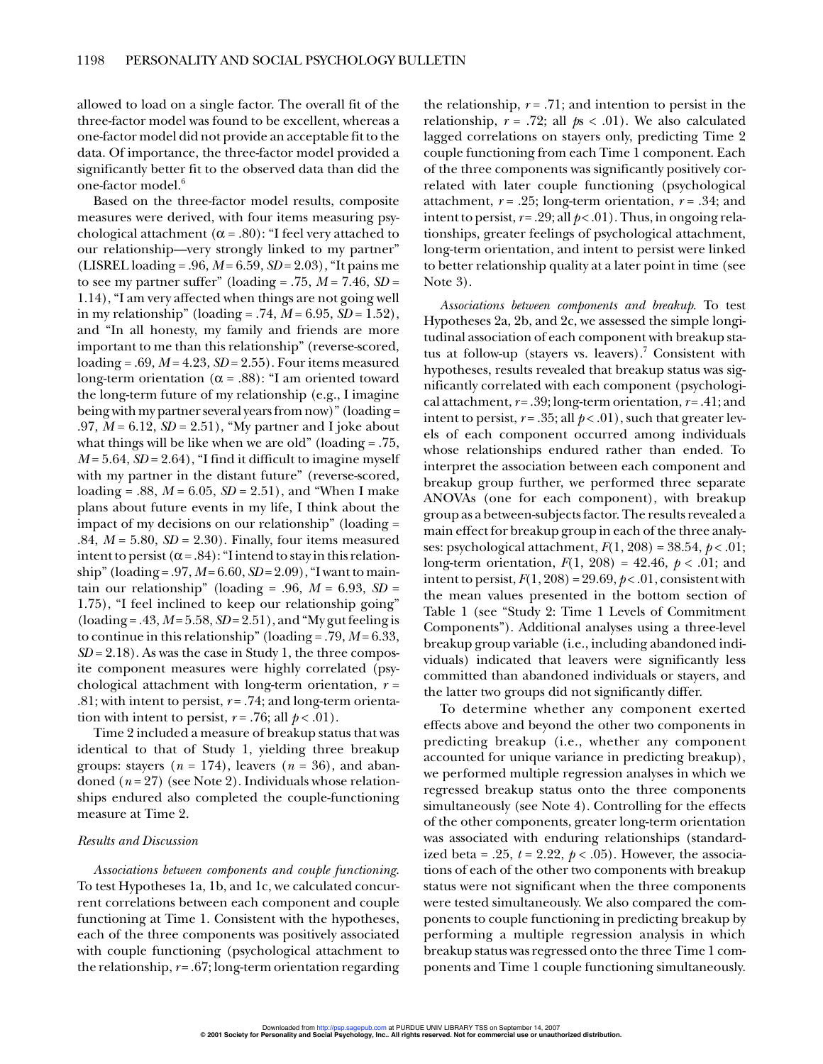allowed to load on a single factor. The overall fit of the three-factor model was found to be excellent, whereas a one-factor model did not provide an acceptable fit to the data. Of importance, the three-factor model provided a significantly better fit to the observed data than did the one-factor model.[6]

Based on the three-factor model results, composite measures were derived, with four items measuring psychological attachment ($\alpha = .80$): "I feel very attached to our relationship—very strongly linked to my partner" (LISREL loading = .96, $M = 6.59$, $SD = 2.03$), "It pains me to see my partner suffer" (loading = .75, $M = 7.46$, $SD = 1.14$), "I am very affected when things are not going well in my relationship" (loading = .74, $M = 6.95$, $SD = 1.52$), and "In all honesty, my family and friends are more important to me than this relationship" (reverse-scored, loading = .69, $M = 4.23$, $SD = 2.55$). Four items measured long-term orientation ($\alpha = .88$): "I am oriented toward the long-term future of my relationship (e.g., I imagine being with my partner several years from now)" (loading = .97, $M = 6.12$, $SD = 2.51$), "My partner and I joke about what things will be like when we are old" (loading = .75, $M = 5.64$, $SD = 2.64$), "I find it difficult to imagine myself with my partner in the distant future" (reverse-scored, loading = .88, $M = 6.05$, $SD = 2.51$), and "When I make plans about future events in my life, I think about the impact of my decisions on our relationship" (loading = .84, $M = 5.80$, $SD = 2.30$). Finally, four items measured intent to persist ($\alpha = .84$): "I intend to stay in this relationship" (loading = .97, $M = 6.60$, $SD = 2.09$), "I want to maintain our relationship" (loading = .96, $M = 6.93$, $SD = 1.75$), "I feel inclined to keep our relationship going" (loading = .43, $M = 5.58$, $SD = 2.51$), and "My gut feeling is to continue in this relationship" (loading = .79, $M = 6.33$, $SD = 2.18$). As was the case in Study 1, the three composite component measures were highly correlated (psychological attachment with long-term orientation, $r = .81$; with intent to persist, $r = .74$; and long-term orientation with intent to persist, $r = .76$; all $p < .01$).

Time 2 included a measure of breakup status that was identical to that of Study 1, yielding three breakup groups: stayers ($n = 174$), leavers ($n = 36$), and abandoned ($n = 27$) (see Note 2). Individuals whose relationships endured also completed the couple-functioning measure at Time 2.

### Results and Discussion

*Associations between components and couple functioning.* To test Hypotheses 1a, 1b, and 1c, we calculated concurrent correlations between each component and couple functioning at Time 1. Consistent with the hypotheses, each of the three components was positively associated with couple functioning (psychological attachment to the relationship, $r = .67$; long-term orientation regarding the relationship, $r = .71$; and intention to persist in the relationship, $r = .72$; all $p$s $< .01$). We also calculated lagged correlations on stayers only, predicting Time 2 couple functioning from each Time 1 component. Each of the three components was significantly positively correlated with later couple functioning (psychological attachment, $r = .25$; long-term orientation, $r = .34$; and intent to persist, $r = .29$; all $p < .01$). Thus, in ongoing relationships, greater feelings of psychological attachment, long-term orientation, and intent to persist were linked to better relationship quality at a later point in time (see Note 3).

*Associations between components and breakup.* To test Hypotheses 2a, 2b, and 2c, we assessed the simple longitudinal association of each component with breakup status at follow-up (stayers vs. leavers).[7] Consistent with hypotheses, results revealed that breakup status was significantly correlated with each component (psychological attachment, $r = .39$; long-term orientation, $r = .41$; and intent to persist, $r = .35$; all $p < .01$), such that greater levels of each component occurred among individuals whose relationships endured rather than ended. To interpret the association between each component and breakup group further, we performed three separate ANOVAs (one for each component), with breakup group as a between-subjects factor. The results revealed a main effect for breakup group in each of the three analyses: psychological attachment, $F(1, 208) = 38.54$, $p < .01$; long-term orientation, $F(1, 208) = 42.46$, $p < .01$; and intent to persist, $F(1, 208) = 29.69$, $p < .01$, consistent with the mean values presented in the bottom section of Table 1 (see "Study 2: Time 1 Levels of Commitment Components"). Additional analyses using a three-level breakup group variable (i.e., including abandoned individuals) indicated that leavers were significantly less committed than abandoned individuals or stayers, and the latter two groups did not significantly differ.

To determine whether any component exerted effects above and beyond the other two components in predicting breakup (i.e., whether any component accounted for unique variance in predicting breakup), we performed multiple regression analyses in which we regressed breakup status onto the three components simultaneously (see Note 4). Controlling for the effects of the other components, greater long-term orientation was associated with enduring relationships (standardized beta = .25, $t = 2.22$, $p < .05$). However, the associations of each of the other two components with breakup status were not significant when the three components were tested simultaneously. We also compared the components to couple functioning in predicting breakup by performing a multiple regression analysis in which breakup status was regressed onto the three Time 1 components and Time 1 couple functioning simultaneously.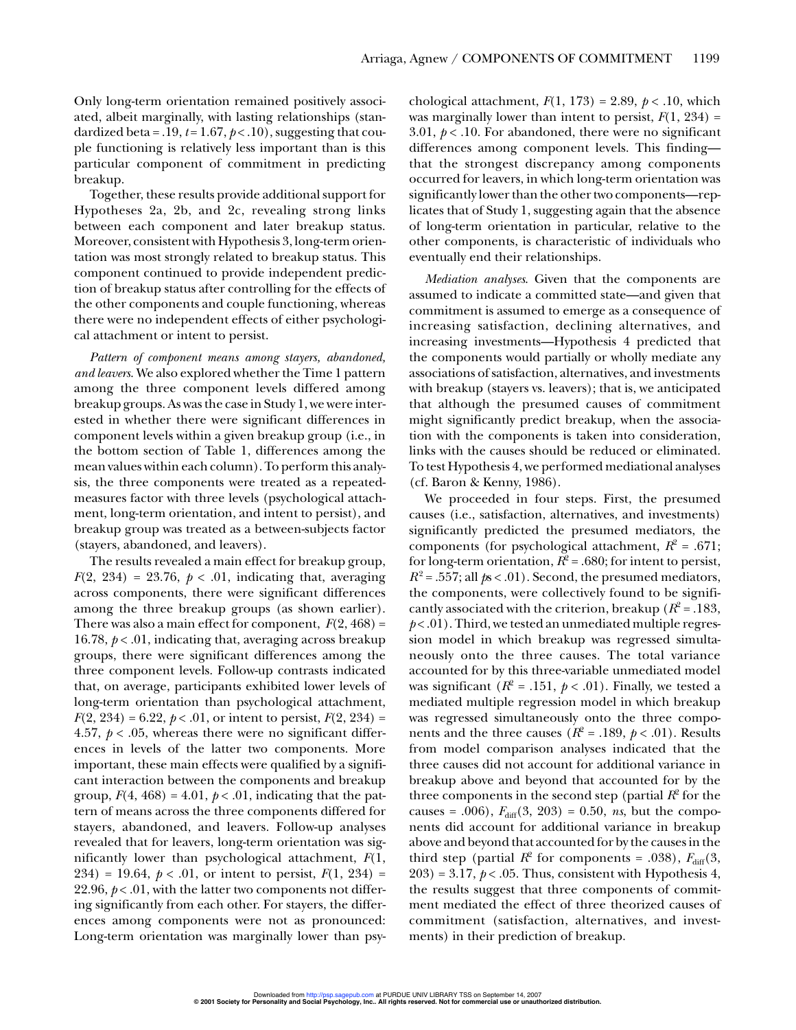Only long-term orientation remained positively associated, albeit marginally, with lasting relationships (standardized beta = .19, $t = 1.67$, $p < .10$), suggesting that couple functioning is relatively less important than is this particular component of commitment in predicting breakup.

Together, these results provide additional support for Hypotheses 2a, 2b, and 2c, revealing strong links between each component and later breakup status. Moreover, consistent with Hypothesis 3, long-term orientation was most strongly related to breakup status. This component continued to provide independent prediction of breakup status after controlling for the effects of the other components and couple functioning, whereas there were no independent effects of either psychological attachment or intent to persist.

*Pattern of component means among stayers, abandoned, and leavers.* We also explored whether the Time 1 pattern among the three component levels differed among breakup groups. As was the case in Study 1, we were interested in whether there were significant differences in component levels within a given breakup group (i.e., in the bottom section of Table 1, differences among the mean values within each column). To perform this analysis, the three components were treated as a repeated-measures factor with three levels (psychological attachment, long-term orientation, and intent to persist), and breakup group was treated as a between-subjects factor (stayers, abandoned, and leavers).

The results revealed a main effect for breakup group, $F(2, 234) = 23.76$, $p < .01$, indicating that, averaging across components, there were significant differences among the three breakup groups (as shown earlier). There was also a main effect for component, $F(2, 468) = 16.78$, $p < .01$, indicating that, averaging across breakup groups, there were significant differences among the three component levels. Follow-up contrasts indicated that, on average, participants exhibited lower levels of long-term orientation than psychological attachment, $F(2, 234) = 6.22$, $p < .01$, or intent to persist, $F(2, 234) = 4.57$, $p < .05$, whereas there were no significant differences in levels of the latter two components. More important, these main effects were qualified by a significant interaction between the components and breakup group, $F(4, 468) = 4.01$, $p < .01$, indicating that the pattern of means across the three components differed for stayers, abandoned, and leavers. Follow-up analyses revealed that for leavers, long-term orientation was significantly lower than psychological attachment, $F(1, 234) = 19.64$, $p < .01$, or intent to persist, $F(1, 234) = 22.96$, $p < .01$, with the latter two components not differing significantly from each other. For stayers, the differences among components were not as pronounced: Long-term orientation was marginally lower than psychological attachment, $F(1, 173) = 2.89$, $p < .10$, which was marginally lower than intent to persist, $F(1, 234) = 3.01$, $p < .10$. For abandoned, there were no significant differences among component levels. This finding—that the strongest discrepancy among components occurred for leavers, in which long-term orientation was significantly lower than the other two components—replicates that of Study 1, suggesting again that the absence of long-term orientation in particular, relative to the other components, is characteristic of individuals who eventually end their relationships.

*Mediation analyses.* Given that the components are assumed to indicate a committed state—and given that commitment is assumed to emerge as a consequence of increasing satisfaction, declining alternatives, and increasing investments—Hypothesis 4 predicted that the components would partially or wholly mediate any associations of satisfaction, alternatives, and investments with breakup (stayers vs. leavers); that is, we anticipated that although the presumed causes of commitment might significantly predict breakup, when the association with the components is taken into consideration, links with the causes should be reduced or eliminated. To test Hypothesis 4, we performed mediational analyses (cf. Baron & Kenny, 1986).

We proceeded in four steps. First, the presumed causes (i.e., satisfaction, alternatives, and investments) significantly predicted the presumed mediators, the components (for psychological attachment, $R^2 = .671$; for long-term orientation, $R^2 = .680$; for intent to persist, $R^2 = .557$; all $p$s $< .01$). Second, the presumed mediators, the components, were collectively found to be significantly associated with the criterion, breakup ($R^2 = .183$, $p < .01$). Third, we tested an unmediated multiple regression model in which breakup was regressed simultaneously onto the three causes. The total variance accounted for by this three-variable unmediated model was significant ($R^2 = .151$, $p < .01$). Finally, we tested a mediated multiple regression model in which breakup was regressed simultaneously onto the three components and the three causes ($R^2 = .189$, $p < .01$). Results from model comparison analyses indicated that the three causes did not account for additional variance in breakup above and beyond that accounted for by the three components in the second step (partial $R^2$ for the causes = .006), $F_{\text{diff}}(3, 203) = 0.50$, *ns*, but the components did account for additional variance in breakup above and beyond that accounted for by the causes in the third step (partial $R^2$ for components = .038), $F_{\text{diff}}(3, 203) = 3.17$, $p < .05$. Thus, consistent with Hypothesis 4, the results suggest that three components of commitment mediated the effect of three theorized causes of commitment (satisfaction, alternatives, and investments) in their prediction of breakup.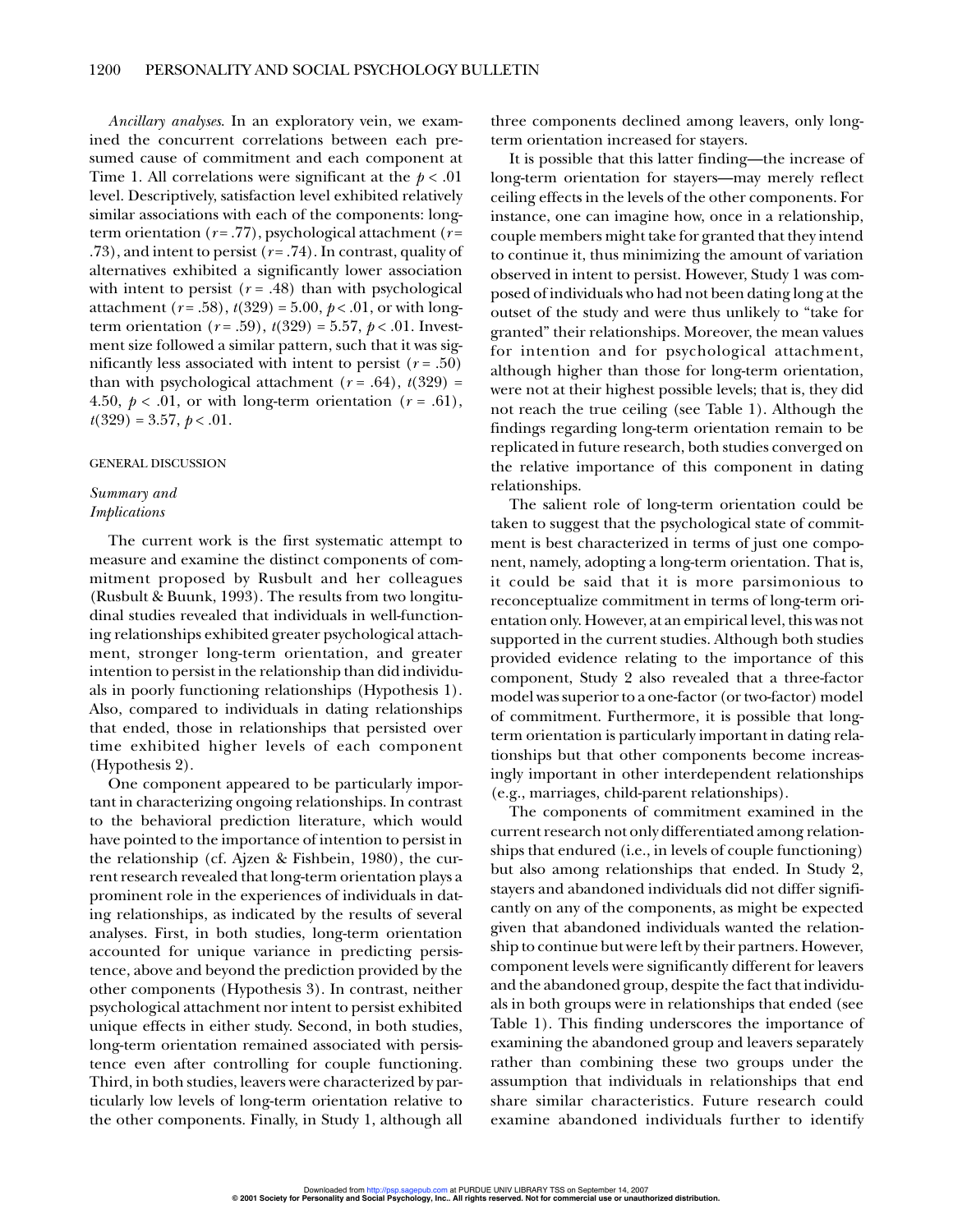*Ancillary analyses.* In an exploratory vein, we examined the concurrent correlations between each presumed cause of commitment and each component at Time 1. All correlations were significant at the $p < .01$ level. Descriptively, satisfaction level exhibited relatively similar associations with each of the components: long-term orientation ($r = .77$), psychological attachment ($r = .73$), and intent to persist ($r = .74$). In contrast, quality of alternatives exhibited a significantly lower association with intent to persist ($r = .48$) than with psychological attachment ($r = .58$), $t(329) = 5.00$, $p < .01$, or with long-term orientation ($r = .59$), $t(329) = 5.57$, $p < .01$. Investment size followed a similar pattern, such that it was significantly less associated with intent to persist ($r = .50$) than with psychological attachment ($r = .64$), $t(329) = 4.50$, $p < .01$, or with long-term orientation ($r = .61$), $t(329) = 3.57$, $p < .01$.

## GENERAL DISCUSSION

### *Summary and Implications*

The current work is the first systematic attempt to measure and examine the distinct components of commitment proposed by Rusbult and her colleagues (Rusbult & Buunk, 1993). The results from two longitudinal studies revealed that individuals in well-functioning relationships exhibited greater psychological attachment, stronger long-term orientation, and greater intention to persist in the relationship than did individuals in poorly functioning relationships (Hypothesis 1). Also, compared to individuals in dating relationships that ended, those in relationships that persisted over time exhibited higher levels of each component (Hypothesis 2).

One component appeared to be particularly important in characterizing ongoing relationships. In contrast to the behavioral prediction literature, which would have pointed to the importance of intention to persist in the relationship (cf. Ajzen & Fishbein, 1980), the current research revealed that long-term orientation plays a prominent role in the experiences of individuals in dating relationships, as indicated by the results of several analyses. First, in both studies, long-term orientation accounted for unique variance in predicting persistence, above and beyond the prediction provided by the other components (Hypothesis 3). In contrast, neither psychological attachment nor intent to persist exhibited unique effects in either study. Second, in both studies, long-term orientation remained associated with persistence even after controlling for couple functioning. Third, in both studies, leavers were characterized by particularly low levels of long-term orientation relative to the other components. Finally, in Study 1, although all three components declined among leavers, only long-term orientation increased for stayers.

It is possible that this latter finding—the increase of long-term orientation for stayers—may merely reflect ceiling effects in the levels of the other components. For instance, one can imagine how, once in a relationship, couple members might take for granted that they intend to continue it, thus minimizing the amount of variation observed in intent to persist. However, Study 1 was composed of individuals who had not been dating long at the outset of the study and were thus unlikely to "take for granted" their relationships. Moreover, the mean values for intention and for psychological attachment, although higher than those for long-term orientation, were not at their highest possible levels; that is, they did not reach the true ceiling (see Table 1). Although the findings regarding long-term orientation remain to be replicated in future research, both studies converged on the relative importance of this component in dating relationships.

The salient role of long-term orientation could be taken to suggest that the psychological state of commitment is best characterized in terms of just one component, namely, adopting a long-term orientation. That is, it could be said that it is more parsimonious to reconceptualize commitment in terms of long-term orientation only. However, at an empirical level, this was not supported in the current studies. Although both studies provided evidence relating to the importance of this component, Study 2 also revealed that a three-factor model was superior to a one-factor (or two-factor) model of commitment. Furthermore, it is possible that long-term orientation is particularly important in dating relationships but that other components become increasingly important in other interdependent relationships (e.g., marriages, child-parent relationships).

The components of commitment examined in the current research not only differentiated among relationships that endured (i.e., in levels of couple functioning) but also among relationships that ended. In Study 2, stayers and abandoned individuals did not differ significantly on any of the components, as might be expected given that abandoned individuals wanted the relationship to continue but were left by their partners. However, component levels were significantly different for leavers and the abandoned group, despite the fact that individuals in both groups were in relationships that ended (see Table 1). This finding underscores the importance of examining the abandoned group and leavers separately rather than combining these two groups under the assumption that individuals in relationships that end share similar characteristics. Future research could examine abandoned individuals further to identify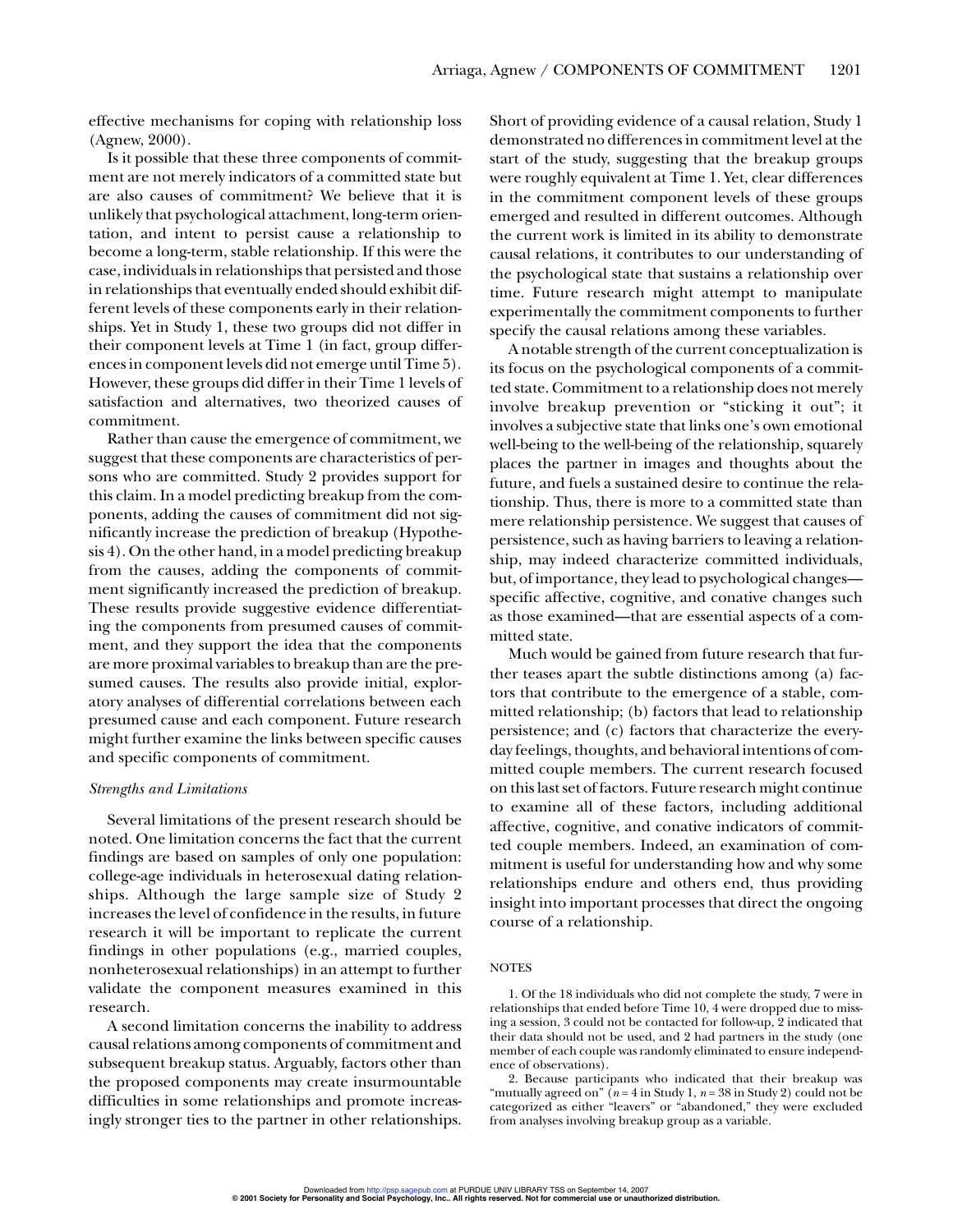effective mechanisms for coping with relationship loss (Agnew, 2000).

Is it possible that these three components of commitment are not merely indicators of a committed state but are also causes of commitment? We believe that it is unlikely that psychological attachment, long-term orientation, and intent to persist cause a relationship to become a long-term, stable relationship. If this were the case, individuals in relationships that persisted and those in relationships that eventually ended should exhibit different levels of these components early in their relationships. Yet in Study 1, these two groups did not differ in their component levels at Time 1 (in fact, group differences in component levels did not emerge until Time 5). However, these groups did differ in their Time 1 levels of satisfaction and alternatives, two theorized causes of commitment.

Rather than cause the emergence of commitment, we suggest that these components are characteristics of persons who are committed. Study 2 provides support for this claim. In a model predicting breakup from the components, adding the causes of commitment did not significantly increase the prediction of breakup (Hypothesis 4). On the other hand, in a model predicting breakup from the causes, adding the components of commitment significantly increased the prediction of breakup. These results provide suggestive evidence differentiating the components from presumed causes of commitment, and they support the idea that the components are more proximal variables to breakup than are the presumed causes. The results also provide initial, exploratory analyses of differential correlations between each presumed cause and each component. Future research might further examine the links between specific causes and specific components of commitment.

### *Strengths and Limitations*

Several limitations of the present research should be noted. One limitation concerns the fact that the current findings are based on samples of only one population: college-age individuals in heterosexual dating relationships. Although the large sample size of Study 2 increases the level of confidence in the results, in future research it will be important to replicate the current findings in other populations (e.g., married couples, nonheterosexual relationships) in an attempt to further validate the component measures examined in this research.

A second limitation concerns the inability to address causal relations among components of commitment and subsequent breakup status. Arguably, factors other than the proposed components may create insurmountable difficulties in some relationships and promote increasingly stronger ties to the partner in other relationships. Short of providing evidence of a causal relation, Study 1 demonstrated no differences in commitment level at the start of the study, suggesting that the breakup groups were roughly equivalent at Time 1. Yet, clear differences in the commitment component levels of these groups emerged and resulted in different outcomes. Although the current work is limited in its ability to demonstrate causal relations, it contributes to our understanding of the psychological state that sustains a relationship over time. Future research might attempt to manipulate experimentally the commitment components to further specify the causal relations among these variables.

A notable strength of the current conceptualization is its focus on the psychological components of a committed state. Commitment to a relationship does not merely involve breakup prevention or "sticking it out"; it involves a subjective state that links one's own emotional well-being to the well-being of the relationship, squarely places the partner in images and thoughts about the future, and fuels a sustained desire to continue the relationship. Thus, there is more to a committed state than mere relationship persistence. We suggest that causes of persistence, such as having barriers to leaving a relationship, may indeed characterize committed individuals, but, of importance, they lead to psychological changes—specific affective, cognitive, and conative changes such as those examined—that are essential aspects of a committed state.

Much would be gained from future research that further teases apart the subtle distinctions among (a) factors that contribute to the emergence of a stable, committed relationship; (b) factors that lead to relationship persistence; and (c) factors that characterize the everyday feelings, thoughts, and behavioral intentions of committed couple members. The current research focused on this last set of factors. Future research might continue to examine all of these factors, including additional affective, cognitive, and conative indicators of committed couple members. Indeed, an examination of commitment is useful for understanding how and why some relationships endure and others end, thus providing insight into important processes that direct the ongoing course of a relationship.

## NOTES

1. Of the 18 individuals who did not complete the study, 7 were in relationships that ended before Time 10, 4 were dropped due to missing a session, 3 could not be contacted for follow-up, 2 indicated that their data should not be used, and 2 had partners in the study (one member of each couple was randomly eliminated to ensure independence of observations).

2. Because participants who indicated that their breakup was "mutually agreed on" ($n = 4$ in Study 1, $n = 38$ in Study 2) could not be categorized as either "leavers" or "abandoned," they were excluded from analyses involving breakup group as a variable.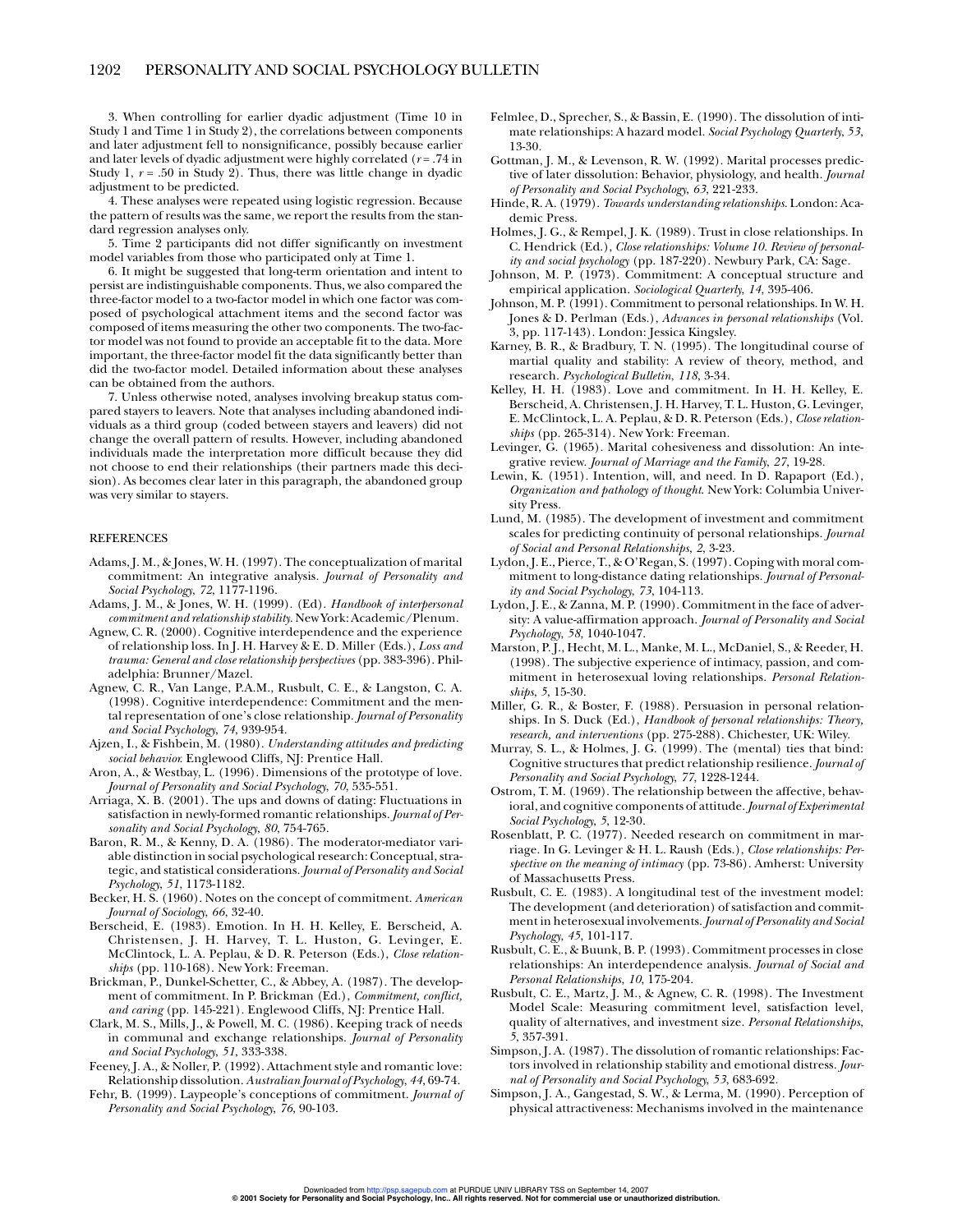3. When controlling for earlier dyadic adjustment (Time 10 in Study 1 and Time 1 in Study 2), the correlations between components and later adjustment fell to nonsignificance, possibly because earlier and later levels of dyadic adjustment were highly correlated ($r = .74$ in Study 1, $r = .50$ in Study 2). Thus, there was little change in dyadic adjustment to be predicted.

4. These analyses were repeated using logistic regression. Because the pattern of results was the same, we report the results from the standard regression analyses only.

5. Time 2 participants did not differ significantly on investment model variables from those who participated only at Time 1.

6. It might be suggested that long-term orientation and intent to persist are indistinguishable components. Thus, we also compared the three-factor model to a two-factor model in which one factor was composed of psychological attachment items and the second factor was composed of items measuring the other two components. The two-factor model was not found to provide an acceptable fit to the data. More important, the three-factor model fit the data significantly better than did the two-factor model. Detailed information about these analyses can be obtained from the authors.

7. Unless otherwise noted, analyses involving breakup status compared stayers to leavers. Note that analyses including abandoned individuals as a third group (coded between stayers and leavers) did not change the overall pattern of results. However, including abandoned individuals made the interpretation more difficult because they did not choose to end their relationships (their partners made this decision). As becomes clear later in this paragraph, the abandoned group was very similar to stayers.

## REFERENCES

Adams, J. M., & Jones, W. H. (1997). The conceptualization of marital commitment: An integrative analysis. *Journal of Personality and Social Psychology*, *72*, 1177-1196.

Adams, J. M., & Jones, W. H. (1999). (Ed). *Handbook of interpersonal commitment and relationship stability*. New York: Academic/Plenum.

Agnew, C. R. (2000). Cognitive interdependence and the experience of relationship loss. In J. H. Harvey & E. D. Miller (Eds.), *Loss and trauma: General and close relationship perspectives* (pp. 383-396). Philadelphia: Brunner/Mazel.

Agnew, C. R., Van Lange, P.A.M., Rusbult, C. E., & Langston, C. A. (1998). Cognitive interdependence: Commitment and the mental representation of one's close relationship. *Journal of Personality and Social Psychology*, *74*, 939-954.

Ajzen, I., & Fishbein, M. (1980). *Understanding attitudes and predicting social behavior.* Englewood Cliffs, NJ: Prentice Hall.

Aron, A., & Westbay, L. (1996). Dimensions of the prototype of love. *Journal of Personality and Social Psychology*, *70*, 535-551.

Arriaga, X. B. (2001). The ups and downs of dating: Fluctuations in satisfaction in newly-formed romantic relationships. *Journal of Personality and Social Psychology*, *80*, 754-765.

Baron, R. M., & Kenny, D. A. (1986). The moderator-mediator variable distinction in social psychological research: Conceptual, strategic, and statistical considerations. *Journal of Personality and Social Psychology*, *51*, 1173-1182.

Becker, H. S. (1960). Notes on the concept of commitment. *American Journal of Sociology*, *66*, 32-40.

Berscheid, E. (1983). Emotion. In H. H. Kelley, E. Berscheid, A. Christensen, J. H. Harvey, T. L. Huston, G. Levinger, E. McClintock, L. A. Peplau, & D. R. Peterson (Eds.), *Close relationships* (pp. 110-168). New York: Freeman.

Brickman, P., Dunkel-Schetter, C., & Abbey, A. (1987). The development of commitment. In P. Brickman (Ed.), *Commitment, conflict, and caring* (pp. 145-221). Englewood Cliffs, NJ: Prentice Hall.

Clark, M. S., Mills, J., & Powell, M. C. (1986). Keeping track of needs in communal and exchange relationships. *Journal of Personality and Social Psychology*, *51*, 333-338.

Feeney, J. A., & Noller, P. (1992). Attachment style and romantic love: Relationship dissolution. *Australian Journal of Psychology*, *44*, 69-74.

Fehr, B. (1999). Laypeople's conceptions of commitment. *Journal of Personality and Social Psychology*, *76*, 90-103.

Felmlee, D., Sprecher, S., & Bassin, E. (1990). The dissolution of intimate relationships: A hazard model. *Social Psychology Quarterly*, *53*, 13-30.

Gottman, J. M., & Levenson, R. W. (1992). Marital processes predictive of later dissolution: Behavior, physiology, and health. *Journal of Personality and Social Psychology*, *63*, 221-233.

Hinde, R. A. (1979). *Towards understanding relationships*. London: Academic Press.

Holmes, J. G., & Rempel, J. K. (1989). Trust in close relationships. In C. Hendrick (Ed.), *Close relationships: Volume 10. Review of personality and social psychology* (pp. 187-220). Newbury Park, CA: Sage.

Johnson, M. P. (1973). Commitment: A conceptual structure and empirical application. *Sociological Quarterly*, *14*, 395-406.

Johnson, M. P. (1991). Commitment to personal relationships. In W. H. Jones & D. Perlman (Eds.), *Advances in personal relationships* (Vol. 3, pp. 117-143). London: Jessica Kingsley.

Karney, B. R., & Bradbury, T. N. (1995). The longitudinal course of martial quality and stability: A review of theory, method, and research. *Psychological Bulletin*, *118*, 3-34.

Kelley, H. H. (1983). Love and commitment. In H. H. Kelley, E. Berscheid, A. Christensen, J. H. Harvey, T. L. Huston, G. Levinger, E. McClintock, L. A. Peplau, & D. R. Peterson (Eds.), *Close relationships* (pp. 265-314). New York: Freeman.

Levinger, G. (1965). Marital cohesiveness and dissolution: An integrative review. *Journal of Marriage and the Family*, *27*, 19-28.

Lewin, K. (1951). Intention, will, and need. In D. Rapaport (Ed.), *Organization and pathology of thought*. New York: Columbia University Press.

Lund, M. (1985). The development of investment and commitment scales for predicting continuity of personal relationships. *Journal of Social and Personal Relationships*, *2*, 3-23.

Lydon, J. E., Pierce, T., & O'Regan, S. (1997). Coping with moral commitment to long-distance dating relationships. *Journal of Personality and Social Psychology*, *73*, 104-113.

Lydon, J. E., & Zanna, M. P. (1990). Commitment in the face of adversity: A value-affirmation approach. *Journal of Personality and Social Psychology*, *58*, 1040-1047.

Marston, P. J., Hecht, M. L., Manke, M. L., McDaniel, S., & Reeder, H. (1998). The subjective experience of intimacy, passion, and commitment in heterosexual loving relationships. *Personal Relationships*, *5*, 15-30.

Miller, G. R., & Boster, F. (1988). Persuasion in personal relationships. In S. Duck (Ed.), *Handbook of personal relationships: Theory, research, and interventions* (pp. 275-288). Chichester, UK: Wiley.

Murray, S. L., & Holmes, J. G. (1999). The (mental) ties that bind: Cognitive structures that predict relationship resilience. *Journal of Personality and Social Psychology*, *77*, 1228-1244.

Ostrom, T. M. (1969). The relationship between the affective, behavioral, and cognitive components of attitude. *Journal of Experimental Social Psychology*, *5*, 12-30.

Rosenblatt, P. C. (1977). Needed research on commitment in marriage. In G. Levinger & H. L. Raush (Eds.), *Close relationships: Perspective on the meaning of intimacy* (pp. 73-86). Amherst: University of Massachusetts Press.

Rusbult, C. E. (1983). A longitudinal test of the investment model: The development (and deterioration) of satisfaction and commitment in heterosexual involvements. *Journal of Personality and Social Psychology*, *45*, 101-117.

Rusbult, C. E., & Buunk, B. P. (1993). Commitment processes in close relationships: An interdependence analysis. *Journal of Social and Personal Relationships*, *10*, 175-204.

Rusbult, C. E., Martz, J. M., & Agnew, C. R. (1998). The Investment Model Scale: Measuring commitment level, satisfaction level, quality of alternatives, and investment size. *Personal Relationships*, *5*, 357-391.

Simpson, J. A. (1987). The dissolution of romantic relationships: Factors involved in relationship stability and emotional distress. *Journal of Personality and Social Psychology*, *53*, 683-692.

Simpson, J. A., Gangestad, S. W., & Lerma, M. (1990). Perception of physical attractiveness: Mechanisms involved in the maintenance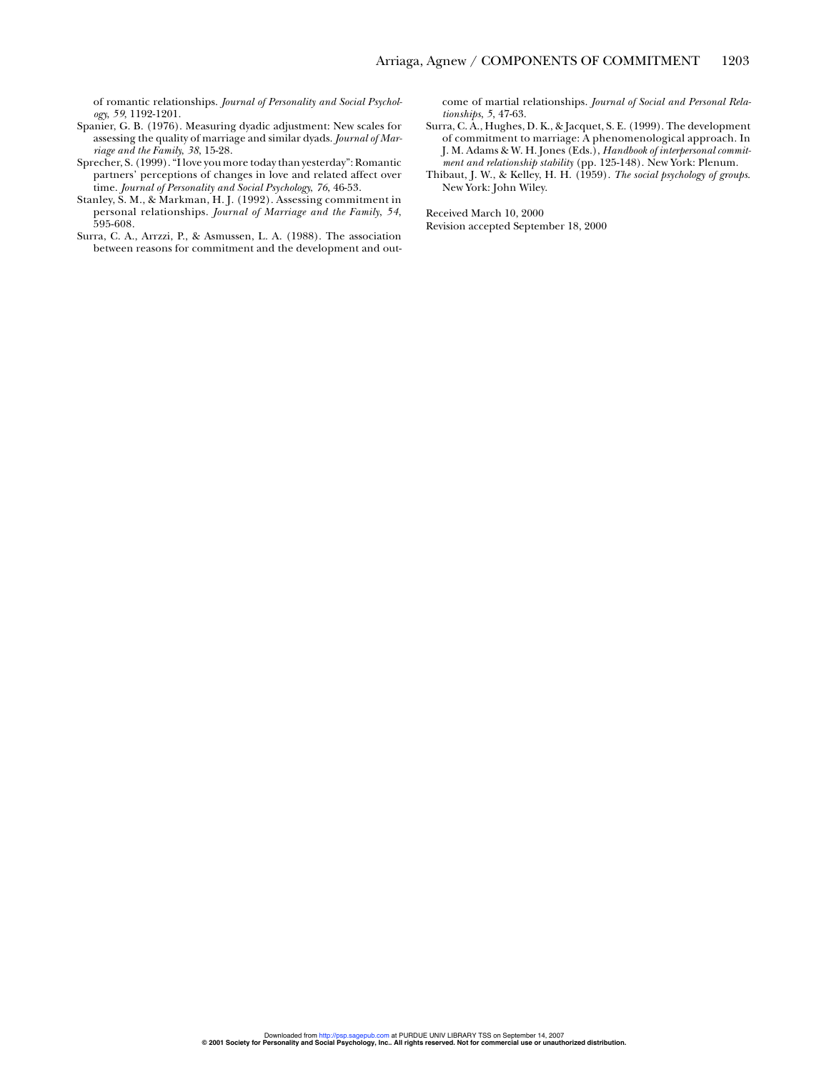of romantic relationships. *Journal of Personality and Social Psychology*, *59*, 1192-1201.

Spanier, G. B. (1976). Measuring dyadic adjustment: New scales for assessing the quality of marriage and similar dyads. *Journal of Marriage and the Family*, *38*, 15-28.

Sprecher, S. (1999). "I love you more today than yesterday": Romantic partners' perceptions of changes in love and related affect over time. *Journal of Personality and Social Psychology*, *76*, 46-53.

Stanley, S. M., & Markman, H. J. (1992). Assessing commitment in personal relationships. *Journal of Marriage and the Family*, *54*, 595-608.

Surra, C. A., Arrzzi, P., & Asmussen, L. A. (1988). The association between reasons for commitment and the development and outcome of martial relationships. *Journal of Social and Personal Relationships*, *5*, 47-63.

Surra, C. A., Hughes, D. K., & Jacquet, S. E. (1999). The development of commitment to marriage: A phenomenological approach. In J. M. Adams & W. H. Jones (Eds.), *Handbook of interpersonal commitment and relationship stability* (pp. 125-148). New York: Plenum.

Thibaut, J. W., & Kelley, H. H. (1959). *The social psychology of groups*. New York: John Wiley.

Received March 10, 2000

Revision accepted September 18, 2000